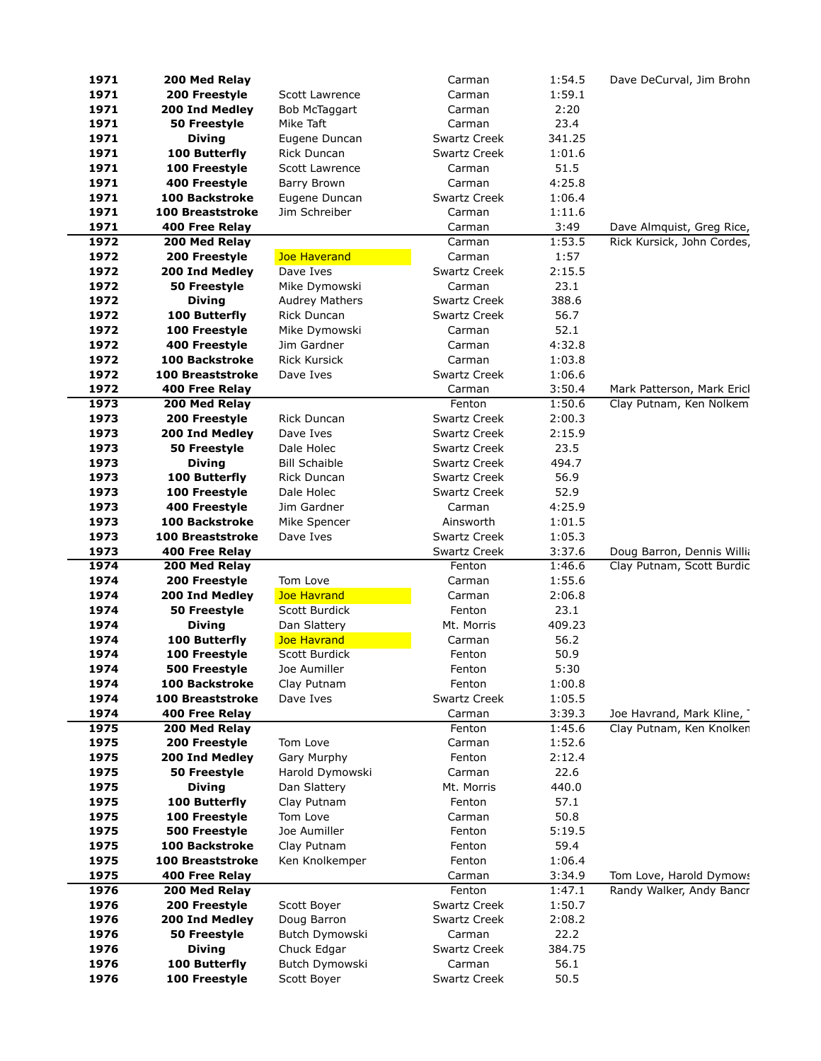| | | | | | |
|---|---|---|---|---|---|
| **1971** | **200 Med Relay** | | Carman | 1:54.5 | Dave DeCurval, Jim Brohn |
| **1971** | **200 Freestyle** | Scott Lawrence | Carman | 1:59.1 | |
| **1971** | **200 Ind Medley** | Bob McTaggart | Carman | 2:20 | |
| **1971** | **50 Freestyle** | Mike Taft | Carman | 23.4 | |
| **1971** | **Diving** | Eugene Duncan | Swartz Creek | 341.25 | |
| **1971** | **100 Butterfly** | Rick Duncan | Swartz Creek | 1:01.6 | |
| **1971** | **100 Freestyle** | Scott Lawrence | Carman | 51.5 | |
| **1971** | **400 Freestyle** | Barry Brown | Carman | 4:25.8 | |
| **1971** | **100 Backstroke** | Eugene Duncan | Swartz Creek | 1:06.4 | |
| **1971** | **100 Breaststroke** | Jim Schreiber | Carman | 1:11.6 | |
| **1971** | **400 Free Relay** | | Carman | 3:49 | Dave Almquist, Greg Rice, |
| **1972** | **200 Med Relay** | | Carman | 1:53.5 | Rick Kursick, John Cordes, |
| **1972** | **200 Freestyle** | Joe Haverand | Carman | 1:57 | |
| **1972** | **200 Ind Medley** | Dave Ives | Swartz Creek | 2:15.5 | |
| **1972** | **50 Freestyle** | Mike Dymowski | Carman | 23.1 | |
| **1972** | **Diving** | Audrey Mathers | Swartz Creek | 388.6 | |
| **1972** | **100 Butterfly** | Rick Duncan | Swartz Creek | 56.7 | |
| **1972** | **100 Freestyle** | Mike Dymowski | Carman | 52.1 | |
| **1972** | **400 Freestyle** | Jim Gardner | Carman | 4:32.8 | |
| **1972** | **100 Backstroke** | Rick Kursick | Carman | 1:03.8 | |
| **1972** | **100 Breaststroke** | Dave Ives | Swartz Creek | 1:06.6 | |
| **1972** | **400 Free Relay** | | Carman | 3:50.4 | Mark Patterson, Mark Ericl |
| **1973** | **200 Med Relay** | | Fenton | 1:50.6 | Clay Putnam, Ken Nolkem |
| **1973** | **200 Freestyle** | Rick Duncan | Swartz Creek | 2:00.3 | |
| **1973** | **200 Ind Medley** | Dave Ives | Swartz Creek | 2:15.9 | |
| **1973** | **50 Freestyle** | Dale Holec | Swartz Creek | 23.5 | |
| **1973** | **Diving** | Bill Schaible | Swartz Creek | 494.7 | |
| **1973** | **100 Butterfly** | Rick Duncan | Swartz Creek | 56.9 | |
| **1973** | **100 Freestyle** | Dale Holec | Swartz Creek | 52.9 | |
| **1973** | **400 Freestyle** | Jim Gardner | Carman | 4:25.9 | |
| **1973** | **100 Backstroke** | Mike Spencer | Ainsworth | 1:01.5 | |
| **1973** | **100 Breaststroke** | Dave Ives | Swartz Creek | 1:05.3 | |
| **1973** | **400 Free Relay** | | Swartz Creek | 3:37.6 | Doug Barron, Dennis Willi |
| **1974** | **200 Med Relay** | | Fenton | 1:46.6 | Clay Putnam, Scott Burdic |
| **1974** | **200 Freestyle** | Tom Love | Carman | 1:55.6 | |
| **1974** | **200 Ind Medley** | Joe Havrand | Carman | 2:06.8 | |
| **1974** | **50 Freestyle** | Scott Burdick | Fenton | 23.1 | |
| **1974** | **Diving** | Dan Slattery | Mt. Morris | 409.23 | |
| **1974** | **100 Butterfly** | Joe Havrand | Carman | 56.2 | |
| **1974** | **100 Freestyle** | Scott Burdick | Fenton | 50.9 | |
| **1974** | **500 Freestyle** | Joe Aumiller | Fenton | 5:30 | |
| **1974** | **100 Backstroke** | Clay Putnam | Fenton | 1:00.8 | |
| **1974** | **100 Breaststroke** | Dave Ives | Swartz Creek | 1:05.5 | |
| **1974** | **400 Free Relay** | | Carman | 3:39.3 | Joe Havrand, Mark Kline, |
| **1975** | **200 Med Relay** | | Fenton | 1:45.6 | Clay Putnam, Ken Knolken |
| **1975** | **200 Freestyle** | Tom Love | Carman | 1:52.6 | |
| **1975** | **200 Ind Medley** | Gary Murphy | Fenton | 2:12.4 | |
| **1975** | **50 Freestyle** | Harold Dymowski | Carman | 22.6 | |
| **1975** | **Diving** | Dan Slattery | Mt. Morris | 440.0 | |
| **1975** | **100 Butterfly** | Clay Putnam | Fenton | 57.1 | |
| **1975** | **100 Freestyle** | Tom Love | Carman | 50.8 | |
| **1975** | **500 Freestyle** | Joe Aumiller | Fenton | 5:19.5 | |
| **1975** | **100 Backstroke** | Clay Putnam | Fenton | 59.4 | |
| **1975** | **100 Breaststroke** | Ken Knolkemper | Fenton | 1:06.4 | |
| **1975** | **400 Free Relay** | | Carman | 3:34.9 | Tom Love, Harold Dymows |
| **1976** | **200 Med Relay** | | Fenton | 1:47.1 | Randy Walker, Andy Bancr |
| **1976** | **200 Freestyle** | Scott Boyer | Swartz Creek | 1:50.7 | |
| **1976** | **200 Ind Medley** | Doug Barron | Swartz Creek | 2:08.2 | |
| **1976** | **50 Freestyle** | Butch Dymowski | Carman | 22.2 | |
| **1976** | **Diving** | Chuck Edgar | Swartz Creek | 384.75 | |
| **1976** | **100 Butterfly** | Butch Dymowski | Carman | 56.1 | |
| **1976** | **100 Freestyle** | Scott Boyer | Swartz Creek | 50.5 | |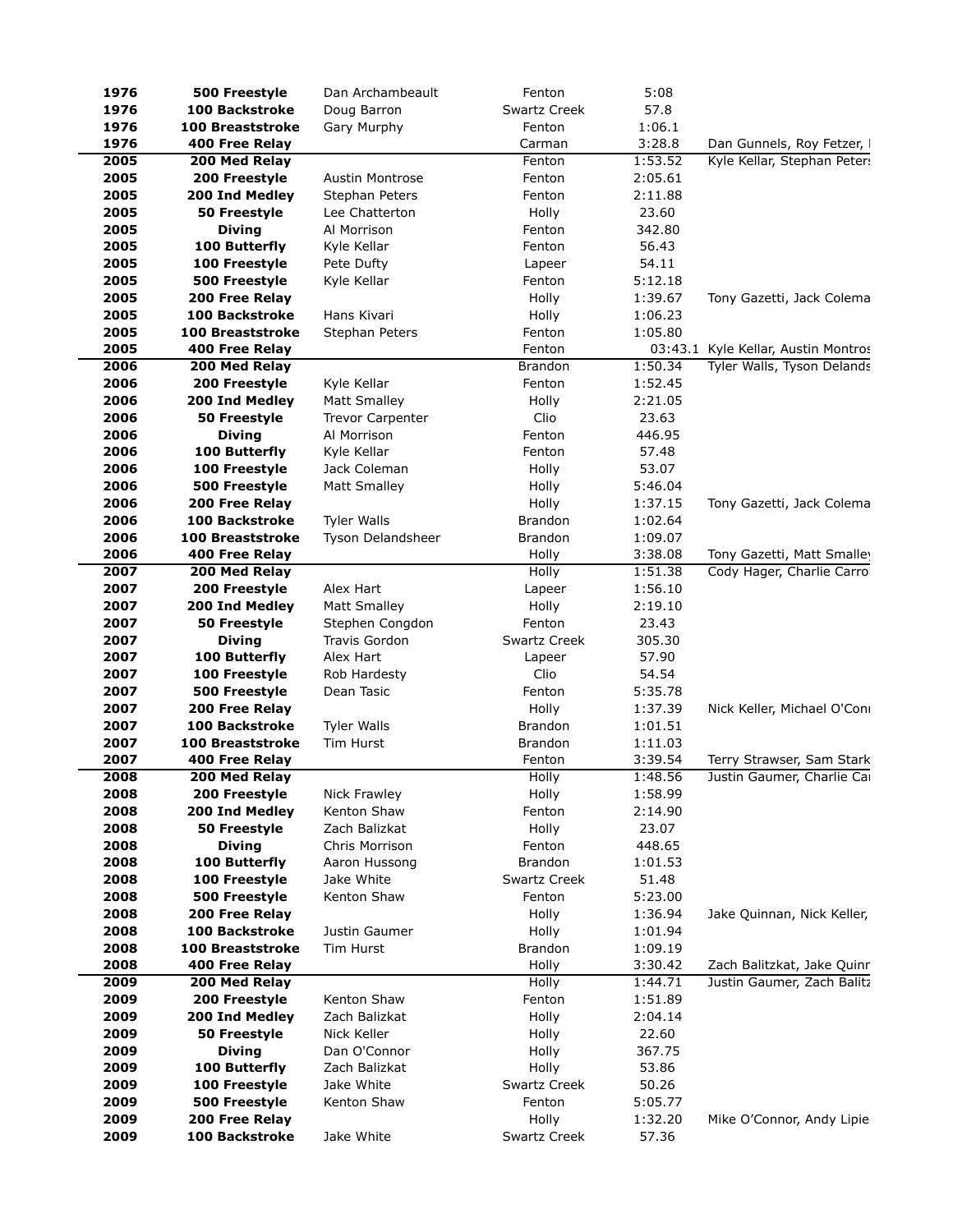| | | | | | |
|---|---|---|---|---|---|
| **1976** | **500 Freestyle** | Dan Archambeault | Fenton | 5:08 | |
| **1976** | **100 Backstroke** | Doug Barron | Swartz Creek | 57.8 | |
| **1976** | **100 Breaststroke** | Gary Murphy | Fenton | 1:06.1 | |
| **1976** | **400 Free Relay** | | Carman | 3:28.8 | Dan Gunnels, Roy Fetzer, I |
| **2005** | **200 Med Relay** | | Fenton | 1:53.52 | Kyle Kellar, Stephan Peters |
| **2005** | **200 Freestyle** | Austin Montrose | Fenton | 2:05.61 | |
| **2005** | **200 Ind Medley** | Stephan Peters | Fenton | 2:11.88 | |
| **2005** | **50 Freestyle** | Lee Chatterton | Holly | 23.60 | |
| **2005** | **Diving** | Al Morrison | Fenton | 342.80 | |
| **2005** | **100 Butterfly** | Kyle Kellar | Fenton | 56.43 | |
| **2005** | **100 Freestyle** | Pete Dufty | Lapeer | 54.11 | |
| **2005** | **500 Freestyle** | Kyle Kellar | Fenton | 5:12.18 | |
| **2005** | **200 Free Relay** | | Holly | 1:39.67 | Tony Gazetti, Jack Colema |
| **2005** | **100 Backstroke** | Hans Kivari | Holly | 1:06.23 | |
| **2005** | **100 Breaststroke** | Stephan Peters | Fenton | 1:05.80 | |
| **2005** | **400 Free Relay** | | Fenton | 03:43.1 | Kyle Kellar, Austin Montros |
| **2006** | **200 Med Relay** | | Brandon | 1:50.34 | Tyler Walls, Tyson Delands |
| **2006** | **200 Freestyle** | Kyle Kellar | Fenton | 1:52.45 | |
| **2006** | **200 Ind Medley** | Matt Smalley | Holly | 2:21.05 | |
| **2006** | **50 Freestyle** | Trevor Carpenter | Clio | 23.63 | |
| **2006** | **Diving** | Al Morrison | Fenton | 446.95 | |
| **2006** | **100 Butterfly** | Kyle Kellar | Fenton | 57.48 | |
| **2006** | **100 Freestyle** | Jack Coleman | Holly | 53.07 | |
| **2006** | **500 Freestyle** | Matt Smalley | Holly | 5:46.04 | |
| **2006** | **200 Free Relay** | | Holly | 1:37.15 | Tony Gazetti, Jack Colema |
| **2006** | **100 Backstroke** | Tyler Walls | Brandon | 1:02.64 | |
| **2006** | **100 Breaststroke** | Tyson Delandsheer | Brandon | 1:09.07 | |
| **2006** | **400 Free Relay** | | Holly | 3:38.08 | Tony Gazetti, Matt Smalley |
| **2007** | **200 Med Relay** | | Holly | 1:51.38 | Cody Hager, Charlie Carro |
| **2007** | **200 Freestyle** | Alex Hart | Lapeer | 1:56.10 | |
| **2007** | **200 Ind Medley** | Matt Smalley | Holly | 2:19.10 | |
| **2007** | **50 Freestyle** | Stephen Congdon | Fenton | 23.43 | |
| **2007** | **Diving** | Travis Gordon | Swartz Creek | 305.30 | |
| **2007** | **100 Butterfly** | Alex Hart | Lapeer | 57.90 | |
| **2007** | **100 Freestyle** | Rob Hardesty | Clio | 54.54 | |
| **2007** | **500 Freestyle** | Dean Tasic | Fenton | 5:35.78 | |
| **2007** | **200 Free Relay** | | Holly | 1:37.39 | Nick Keller, Michael O'Conı |
| **2007** | **100 Backstroke** | Tyler Walls | Brandon | 1:01.51 | |
| **2007** | **100 Breaststroke** | Tim Hurst | Brandon | 1:11.03 | |
| **2007** | **400 Free Relay** | | Fenton | 3:39.54 | Terry Strawser, Sam Stark |
| **2008** | **200 Med Relay** | | Holly | 1:48.56 | Justin Gaumer, Charlie Ca |
| **2008** | **200 Freestyle** | Nick Frawley | Holly | 1:58.99 | |
| **2008** | **200 Ind Medley** | Kenton Shaw | Fenton | 2:14.90 | |
| **2008** | **50 Freestyle** | Zach Balizkat | Holly | 23.07 | |
| **2008** | **Diving** | Chris Morrison | Fenton | 448.65 | |
| **2008** | **100 Butterfly** | Aaron Hussong | Brandon | 1:01.53 | |
| **2008** | **100 Freestyle** | Jake White | Swartz Creek | 51.48 | |
| **2008** | **500 Freestyle** | Kenton Shaw | Fenton | 5:23.00 | |
| **2008** | **200 Free Relay** | | Holly | 1:36.94 | Jake Quinnan, Nick Keller, |
| **2008** | **100 Backstroke** | Justin Gaumer | Holly | 1:01.94 | |
| **2008** | **100 Breaststroke** | Tim Hurst | Brandon | 1:09.19 | |
| **2008** | **400 Free Relay** | | Holly | 3:30.42 | Zach Balitzkat, Jake Quinr |
| **2009** | **200 Med Relay** | | Holly | 1:44.71 | Justin Gaumer, Zach Balitz |
| **2009** | **200 Freestyle** | Kenton Shaw | Fenton | 1:51.89 | |
| **2009** | **200 Ind Medley** | Zach Balizkat | Holly | 2:04.14 | |
| **2009** | **50 Freestyle** | Nick Keller | Holly | 22.60 | |
| **2009** | **Diving** | Dan O'Connor | Holly | 367.75 | |
| **2009** | **100 Butterfly** | Zach Balizkat | Holly | 53.86 | |
| **2009** | **100 Freestyle** | Jake White | Swartz Creek | 50.26 | |
| **2009** | **500 Freestyle** | Kenton Shaw | Fenton | 5:05.77 | |
| **2009** | **200 Free Relay** | | Holly | 1:32.20 | Mike O'Connor, Andy Lipie |
| **2009** | **100 Backstroke** | Jake White | Swartz Creek | 57.36 | |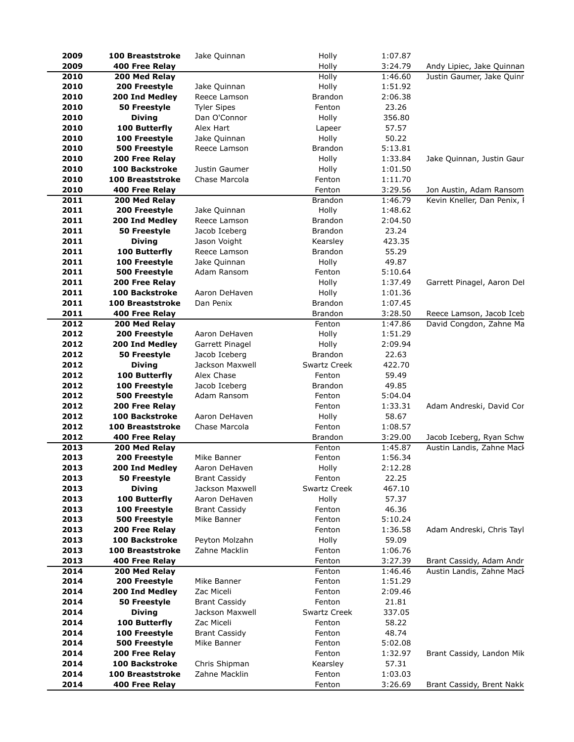| | | | | | |
|---|---|---|---|---|---|
| **2009** | **100 Breaststroke** | Jake Quinnan | Holly | 1:07.87 | |
| **2009** | **400 Free Relay** | | Holly | 3:24.79 | Andy Lipiec, Jake Quinnan |
| **2010** | **200 Med Relay** | | Holly | 1:46.60 | Justin Gaumer, Jake Quinr |
| **2010** | **200 Freestyle** | Jake Quinnan | Holly | 1:51.92 | |
| **2010** | **200 Ind Medley** | Reece Lamson | Brandon | 2:06.38 | |
| **2010** | **50 Freestyle** | Tyler Sipes | Fenton | 23.26 | |
| **2010** | **Diving** | Dan O'Connor | Holly | 356.80 | |
| **2010** | **100 Butterfly** | Alex Hart | Lapeer | 57.57 | |
| **2010** | **100 Freestyle** | Jake Quinnan | Holly | 50.22 | |
| **2010** | **500 Freestyle** | Reece Lamson | Brandon | 5:13.81 | |
| **2010** | **200 Free Relay** | | Holly | 1:33.84 | Jake Quinnan, Justin Gaur |
| **2010** | **100 Backstroke** | Justin Gaumer | Holly | 1:01.50 | |
| **2010** | **100 Breaststroke** | Chase Marcola | Fenton | 1:11.70 | |
| **2010** | **400 Free Relay** | | Fenton | 3:29.56 | Jon Austin, Adam Ransom |
| **2011** | **200 Med Relay** | | Brandon | 1:46.79 | Kevin Kneller, Dan Penix, I |
| **2011** | **200 Freestyle** | Jake Quinnan | Holly | 1:48.62 | |
| **2011** | **200 Ind Medley** | Reece Lamson | Brandon | 2:04.50 | |
| **2011** | **50 Freestyle** | Jacob Iceberg | Brandon | 23.24 | |
| **2011** | **Diving** | Jason Voight | Kearsley | 423.35 | |
| **2011** | **100 Butterfly** | Reece Lamson | Brandon | 55.29 | |
| **2011** | **100 Freestyle** | Jake Quinnan | Holly | 49.87 | |
| **2011** | **500 Freestyle** | Adam Ransom | Fenton | 5:10.64 | |
| **2011** | **200 Free Relay** | | Holly | 1:37.49 | Garrett Pinagel, Aaron Del |
| **2011** | **100 Backstroke** | Aaron DeHaven | Holly | 1:01.36 | |
| **2011** | **100 Breaststroke** | Dan Penix | Brandon | 1:07.45 | |
| **2011** | **400 Free Relay** | | Brandon | 3:28.50 | Reece Lamson, Jacob Iceb |
| **2012** | **200 Med Relay** | | Fenton | 1:47.86 | David Congdon, Zahne Ma |
| **2012** | **200 Freestyle** | Aaron DeHaven | Holly | 1:51.29 | |
| **2012** | **200 Ind Medley** | Garrett Pinagel | Holly | 2:09.94 | |
| **2012** | **50 Freestyle** | Jacob Iceberg | Brandon | 22.63 | |
| **2012** | **Diving** | Jackson Maxwell | Swartz Creek | 422.70 | |
| **2012** | **100 Butterfly** | Alex Chase | Fenton | 59.49 | |
| **2012** | **100 Freestyle** | Jacob Iceberg | Brandon | 49.85 | |
| **2012** | **500 Freestyle** | Adam Ransom | Fenton | 5:04.04 | |
| **2012** | **200 Free Relay** | | Fenton | 1:33.31 | Adam Andreski, David Cor |
| **2012** | **100 Backstroke** | Aaron DeHaven | Holly | 58.67 | |
| **2012** | **100 Breaststroke** | Chase Marcola | Fenton | 1:08.57 | |
| **2012** | **400 Free Relay** | | Brandon | 3:29.00 | Jacob Iceberg, Ryan Schw |
| **2013** | **200 Med Relay** | | Fenton | 1:45.87 | Austin Landis, Zahne Mack |
| **2013** | **200 Freestyle** | Mike Banner | Fenton | 1:56.34 | |
| **2013** | **200 Ind Medley** | Aaron DeHaven | Holly | 2:12.28 | |
| **2013** | **50 Freestyle** | Brant Cassidy | Fenton | 22.25 | |
| **2013** | **Diving** | Jackson Maxwell | Swartz Creek | 467.10 | |
| **2013** | **100 Butterfly** | Aaron DeHaven | Holly | 57.37 | |
| **2013** | **100 Freestyle** | Brant Cassidy | Fenton | 46.36 | |
| **2013** | **500 Freestyle** | Mike Banner | Fenton | 5:10.24 | |
| **2013** | **200 Free Relay** | | Fenton | 1:36.58 | Adam Andreski, Chris Tayl |
| **2013** | **100 Backstroke** | Peyton Molzahn | Holly | 59.09 | |
| **2013** | **100 Breaststroke** | Zahne Macklin | Fenton | 1:06.76 | |
| **2013** | **400 Free Relay** | | Fenton | 3:27.39 | Brant Cassidy, Adam Andr |
| **2014** | **200 Med Relay** | | Fenton | 1:46.46 | Austin Landis, Zahne Mack |
| **2014** | **200 Freestyle** | Mike Banner | Fenton | 1:51.29 | |
| **2014** | **200 Ind Medley** | Zac Miceli | Fenton | 2:09.46 | |
| **2014** | **50 Freestyle** | Brant Cassidy | Fenton | 21.81 | |
| **2014** | **Diving** | Jackson Maxwell | Swartz Creek | 337.05 | |
| **2014** | **100 Butterfly** | Zac Miceli | Fenton | 58.22 | |
| **2014** | **100 Freestyle** | Brant Cassidy | Fenton | 48.74 | |
| **2014** | **500 Freestyle** | Mike Banner | Fenton | 5:02.08 | |
| **2014** | **200 Free Relay** | | Fenton | 1:32.97 | Brant Cassidy, Landon Mik |
| **2014** | **100 Backstroke** | Chris Shipman | Kearsley | 57.31 | |
| **2014** | **100 Breaststroke** | Zahne Macklin | Fenton | 1:03.03 | |
| **2014** | **400 Free Relay** | | Fenton | 3:26.69 | Brant Cassidy, Brent Nakk |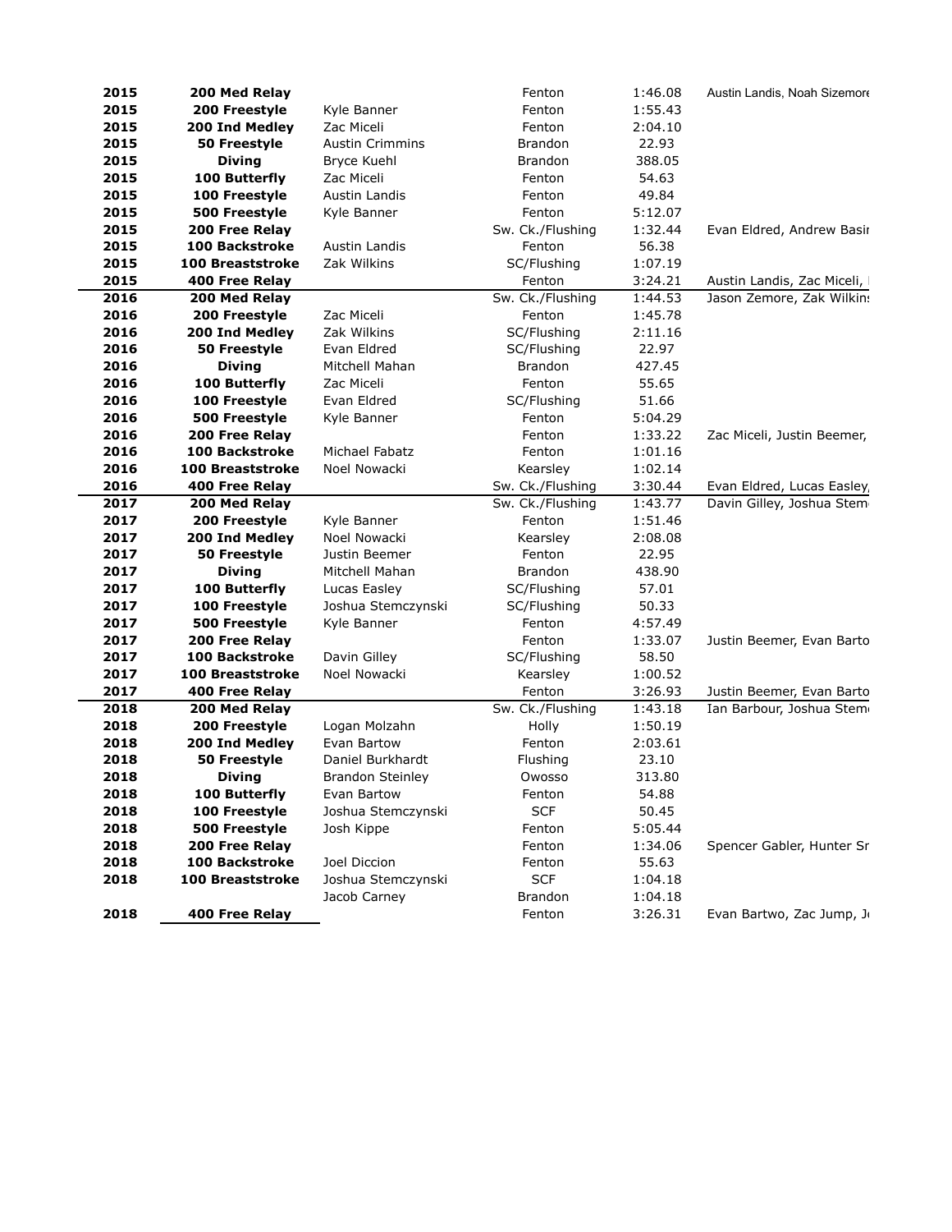| | | | | | |
|---|---|---|---|---|---|
| **2015** | **200 Med Relay** | | Fenton | 1:46.08 | Austin Landis, Noah Sizemore |
| **2015** | **200 Freestyle** | Kyle Banner | Fenton | 1:55.43 | |
| **2015** | **200 Ind Medley** | Zac Miceli | Fenton | 2:04.10 | |
| **2015** | **50 Freestyle** | Austin Crimmins | Brandon | 22.93 | |
| **2015** | **Diving** | Bryce Kuehl | Brandon | 388.05 | |
| **2015** | **100 Butterfly** | Zac Miceli | Fenton | 54.63 | |
| **2015** | **100 Freestyle** | Austin Landis | Fenton | 49.84 | |
| **2015** | **500 Freestyle** | Kyle Banner | Fenton | 5:12.07 | |
| **2015** | **200 Free Relay** | | Sw. Ck./Flushing | 1:32.44 | Evan Eldred, Andrew Basir |
| **2015** | **100 Backstroke** | Austin Landis | Fenton | 56.38 | |
| **2015** | **100 Breaststroke** | Zak Wilkins | SC/Flushing | 1:07.19 | |
| **2015** | **400 Free Relay** | | Fenton | 3:24.21 | Austin Landis, Zac Miceli, |
| **2016** | **200 Med Relay** | | Sw. Ck./Flushing | 1:44.53 | Jason Zemore, Zak Wilkins |
| **2016** | **200 Freestyle** | Zac Miceli | Fenton | 1:45.78 | |
| **2016** | **200 Ind Medley** | Zak Wilkins | SC/Flushing | 2:11.16 | |
| **2016** | **50 Freestyle** | Evan Eldred | SC/Flushing | 22.97 | |
| **2016** | **Diving** | Mitchell Mahan | Brandon | 427.45 | |
| **2016** | **100 Butterfly** | Zac Miceli | Fenton | 55.65 | |
| **2016** | **100 Freestyle** | Evan Eldred | SC/Flushing | 51.66 | |
| **2016** | **500 Freestyle** | Kyle Banner | Fenton | 5:04.29 | |
| **2016** | **200 Free Relay** | | Fenton | 1:33.22 | Zac Miceli, Justin Beemer, |
| **2016** | **100 Backstroke** | Michael Fabatz | Fenton | 1:01.16 | |
| **2016** | **100 Breaststroke** | Noel Nowacki | Kearsley | 1:02.14 | |
| **2016** | **400 Free Relay** | | Sw. Ck./Flushing | 3:30.44 | Evan Eldred, Lucas Easley, |
| **2017** | **200 Med Relay** | | Sw. Ck./Flushing | 1:43.77 | Davin Gilley, Joshua Stem |
| **2017** | **200 Freestyle** | Kyle Banner | Fenton | 1:51.46 | |
| **2017** | **200 Ind Medley** | Noel Nowacki | Kearsley | 2:08.08 | |
| **2017** | **50 Freestyle** | Justin Beemer | Fenton | 22.95 | |
| **2017** | **Diving** | Mitchell Mahan | Brandon | 438.90 | |
| **2017** | **100 Butterfly** | Lucas Easley | SC/Flushing | 57.01 | |
| **2017** | **100 Freestyle** | Joshua Stemczynski | SC/Flushing | 50.33 | |
| **2017** | **500 Freestyle** | Kyle Banner | Fenton | 4:57.49 | |
| **2017** | **200 Free Relay** | | Fenton | 1:33.07 | Justin Beemer, Evan Barto |
| **2017** | **100 Backstroke** | Davin Gilley | SC/Flushing | 58.50 | |
| **2017** | **100 Breaststroke** | Noel Nowacki | Kearsley | 1:00.52 | |
| **2017** | **400 Free Relay** | | Fenton | 3:26.93 | Justin Beemer, Evan Barto |
| **2018** | **200 Med Relay** | | Sw. Ck./Flushing | 1:43.18 | Ian Barbour, Joshua Stem |
| **2018** | **200 Freestyle** | Logan Molzahn | Holly | 1:50.19 | |
| **2018** | **200 Ind Medley** | Evan Bartow | Fenton | 2:03.61 | |
| **2018** | **50 Freestyle** | Daniel Burkhardt | Flushing | 23.10 | |
| **2018** | **Diving** | Brandon Steinley | Owosso | 313.80 | |
| **2018** | **100 Butterfly** | Evan Bartow | Fenton | 54.88 | |
| **2018** | **100 Freestyle** | Joshua Stemczynski | SCF | 50.45 | |
| **2018** | **500 Freestyle** | Josh Kippe | Fenton | 5:05.44 | |
| **2018** | **200 Free Relay** | | Fenton | 1:34.06 | Spencer Gabler, Hunter Sr |
| **2018** | **100 Backstroke** | Joel Diccion | Fenton | 55.63 | |
| **2018** | **100 Breaststroke** | Joshua Stemczynski | SCF | 1:04.18 | |
| | | Jacob Carney | Brandon | 1:04.18 | |
| **2018** | **400 Free Relay** | | Fenton | 3:26.31 | Evan Bartwo, Zac Jump, J |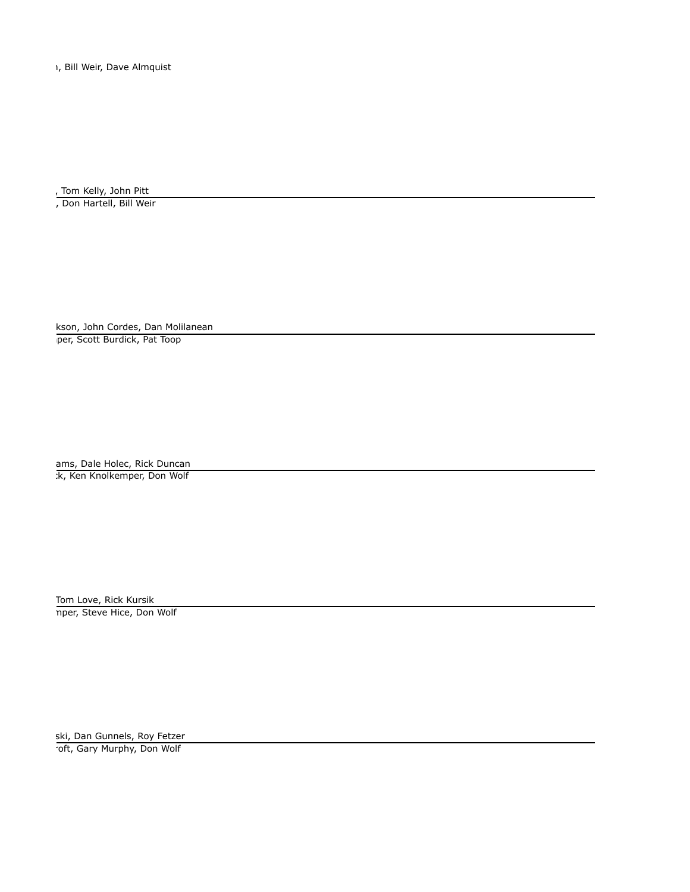ı, Bill Weir, Dave Almquist

, Tom Kelly, John Pitt

, Don Hartell, Bill Weir

kson, John Cordes, Dan Molilanean

per, Scott Burdick, Pat Toop

ams, Dale Holec, Rick Duncan

:k, Ken Knolkemper, Don Wolf

Tom Love, Rick Kursik

nper, Steve Hice, Don Wolf

ski, Dan Gunnels, Roy Fetzer

roft, Gary Murphy, Don Wolf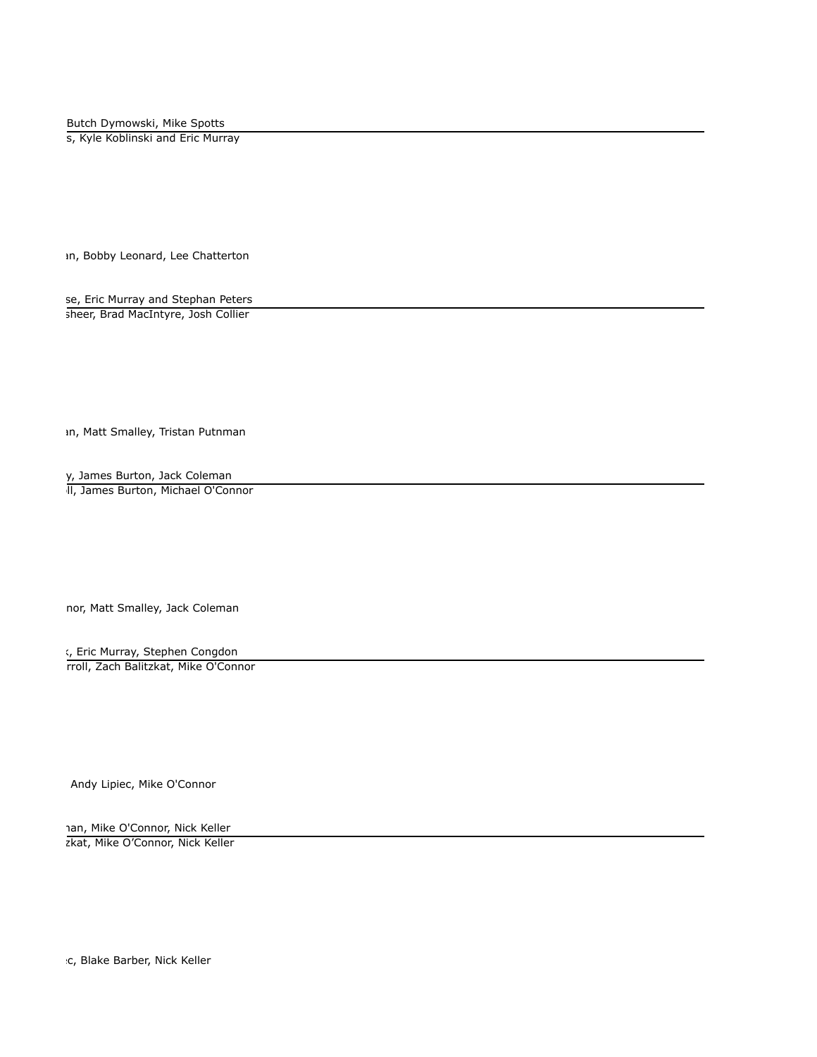Butch Dymowski, Mike Spotts

s, Kyle Koblinski and Eric Murray

an, Bobby Leonard, Lee Chatterton

se, Eric Murray and Stephan Peters

sheer, Brad MacIntyre, Josh Collier

an, Matt Smalley, Tristan Putnman

y, James Burton, Jack Coleman

ll, James Burton, Michael O'Connor

nor, Matt Smalley, Jack Coleman

k, Eric Murray, Stephen Congdon

rroll, Zach Balitzkat, Mike O'Connor

Andy Lipiec, Mike O'Connor

nan, Mike O'Connor, Nick Keller

zkat, Mike O'Connor, Nick Keller

c, Blake Barber, Nick Keller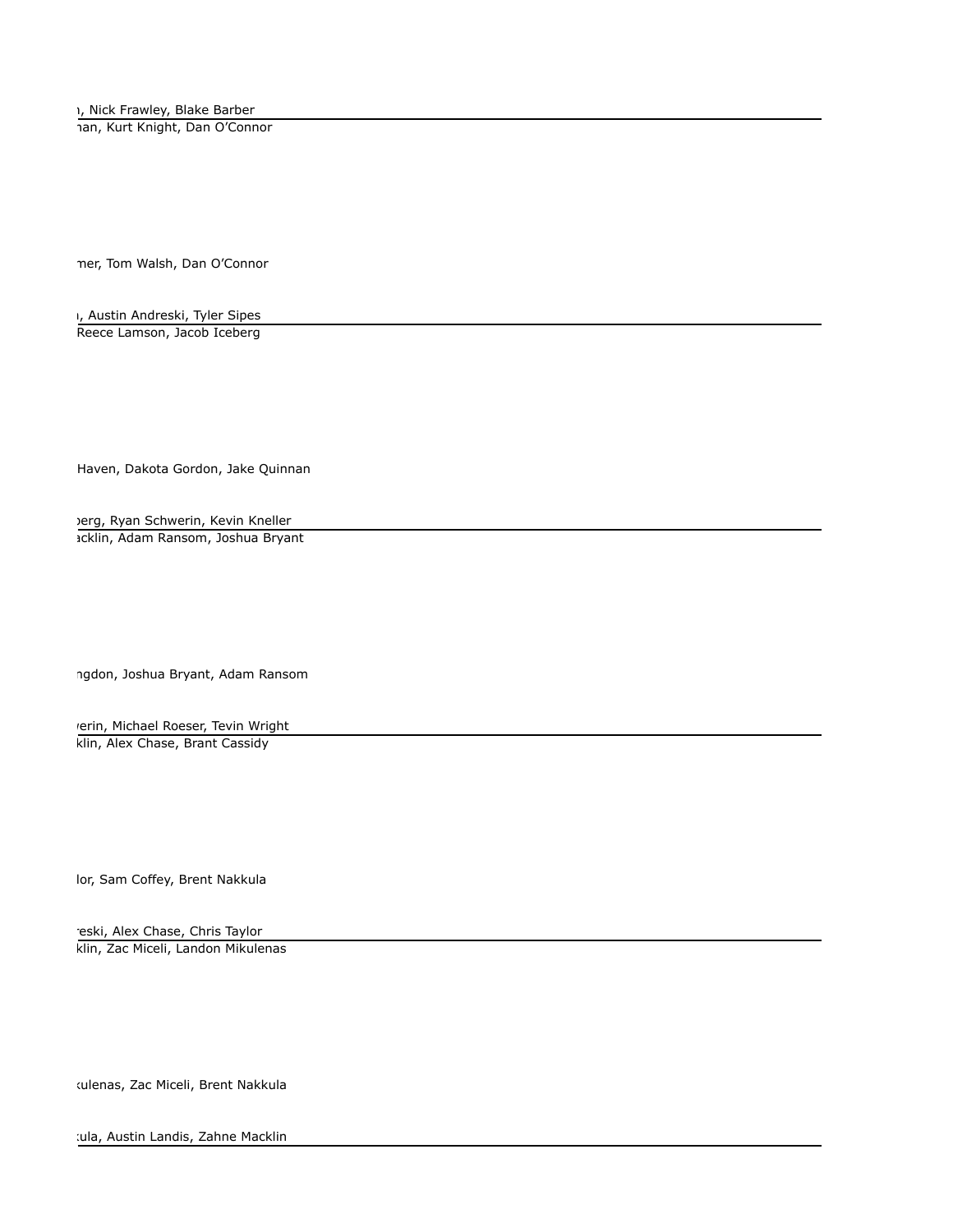, Nick Frawley, Blake Barber

nan, Kurt Knight, Dan O'Connor

ner, Tom Walsh, Dan O'Connor

, Austin Andreski, Tyler Sipes

Reece Lamson, Jacob Iceberg

Haven, Dakota Gordon, Jake Quinnan

berg, Ryan Schwerin, Kevin Kneller

acklin, Adam Ransom, Joshua Bryant

ngdon, Joshua Bryant, Adam Ransom

verin, Michael Roeser, Tevin Wright

klin, Alex Chase, Brant Cassidy

lor, Sam Coffey, Brent Nakkula

reski, Alex Chase, Chris Taylor

klin, Zac Miceli, Landon Mikulenas

kulenas, Zac Miceli, Brent Nakkula

kula, Austin Landis, Zahne Macklin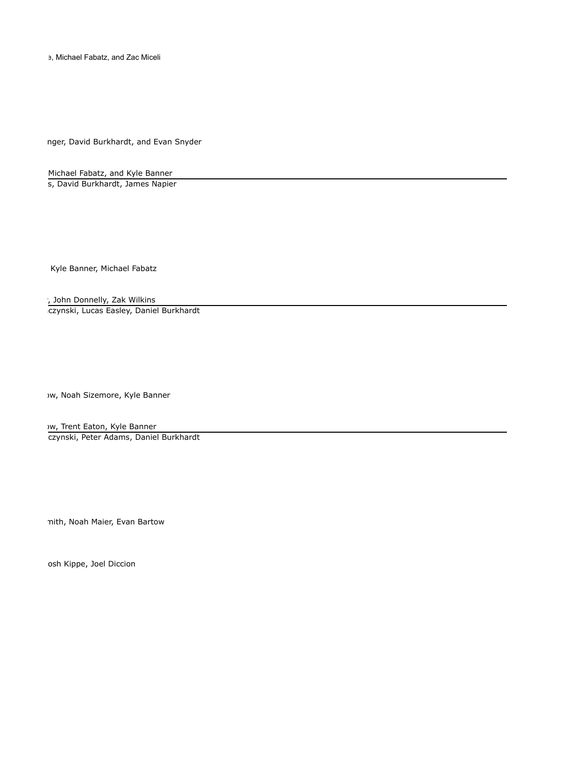e, Michael Fabatz, and Zac Miceli

nger, David Burkhardt, and Evan Snyder

Michael Fabatz, and Kyle Banner

s, David Burkhardt, James Napier

Kyle Banner, Michael Fabatz

, John Donnelly, Zak Wilkins

czynski, Lucas Easley, Daniel Burkhardt

w, Noah Sizemore, Kyle Banner

w, Trent Eaton, Kyle Banner

czynski, Peter Adams, Daniel Burkhardt

mith, Noah Maier, Evan Bartow

osh Kippe, Joel Diccion